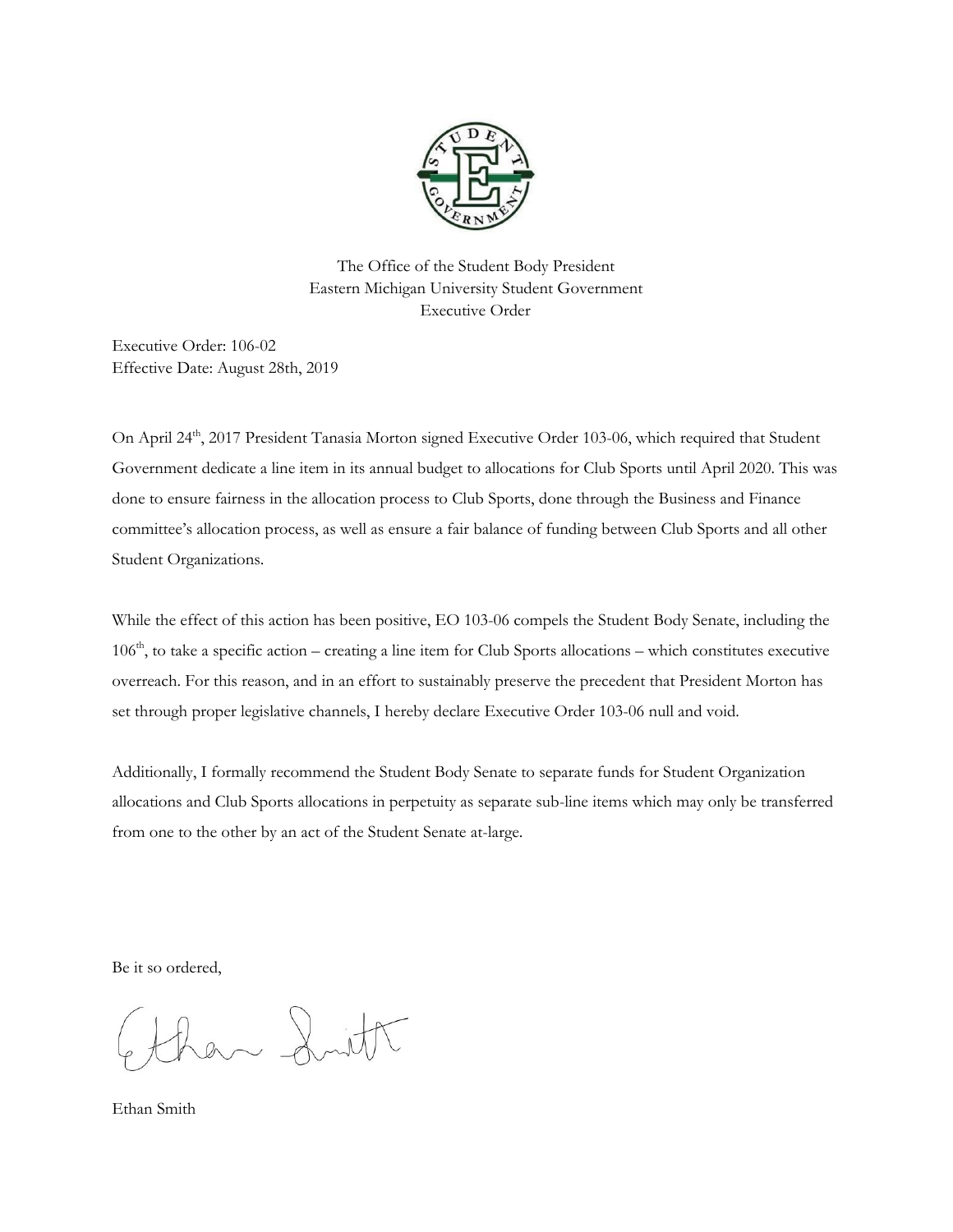The Office of the Student Body President
Eastern Michigan University Student Government
Executive Order

Executive Order: 106-02
Effective Date: August 28th, 2019

On April 24th, 2017 President Tanasia Morton signed Executive Order 103-06, which required that Student Government dedicate a line item in its annual budget to allocations for Club Sports until April 2020. This was done to ensure fairness in the allocation process to Club Sports, done through the Business and Finance committee's allocation process, as well as ensure a fair balance of funding between Club Sports and all other Student Organizations.

While the effect of this action has been positive, EO 103-06 compels the Student Body Senate, including the 106th, to take a specific action – creating a line item for Club Sports allocations – which constitutes executive overreach. For this reason, and in an effort to sustainably preserve the precedent that President Morton has set through proper legislative channels, I hereby declare Executive Order 103-06 null and void.

Additionally, I formally recommend the Student Body Senate to separate funds for Student Organization allocations and Club Sports allocations in perpetuity as separate sub-line items which may only be transferred from one to the other by an act of the Student Senate at-large.

Be it so ordered,

Ethan Smith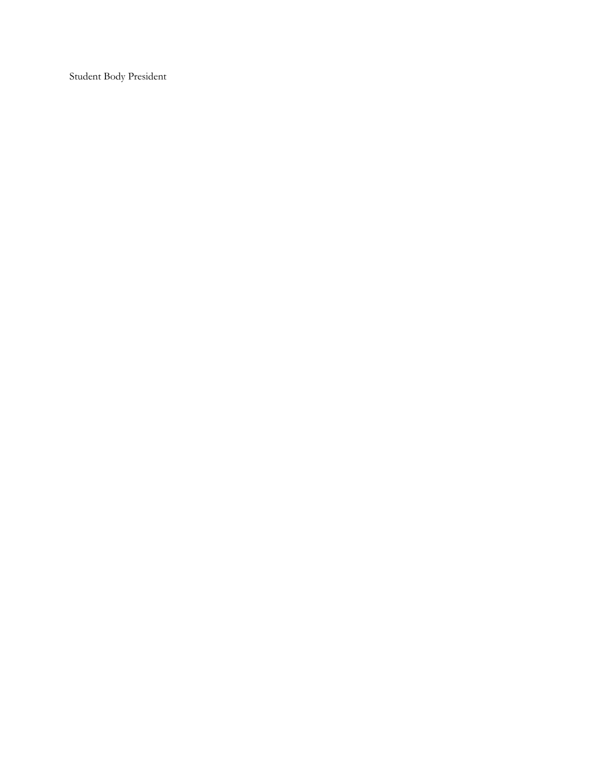Student Body President